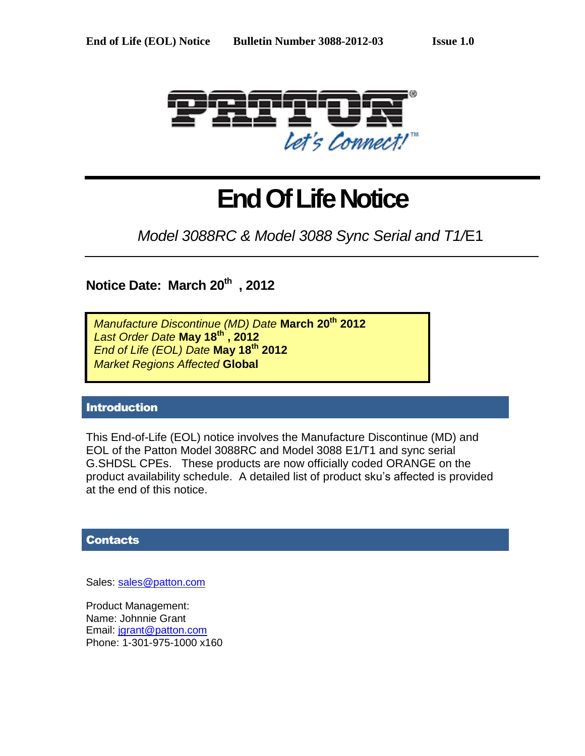# End Of Life Notice

*Model 3088RC & Model 3088 Sync Serial and T1/*E1

**Notice Date: March 20th , 2012**

*Manufacture Discontinue (MD) Date* **March 20th 2012**
*Last Order Date* **May 18th , 2012**
*End of Life (EOL) Date* **May 18th 2012**
*Market Regions Affected* **Global**

## Introduction

This End-of-Life (EOL) notice involves the Manufacture Discontinue (MD) and EOL of the Patton Model 3088RC and Model 3088 E1/T1 and sync serial G.SHDSL CPEs. These products are now officially coded ORANGE on the product availability schedule. A detailed list of product sku's affected is provided at the end of this notice.

## Contacts

Sales: sales@patton.com

Product Management:
Name: Johnnie Grant
Email: jgrant@patton.com
Phone: 1-301-975-1000 x160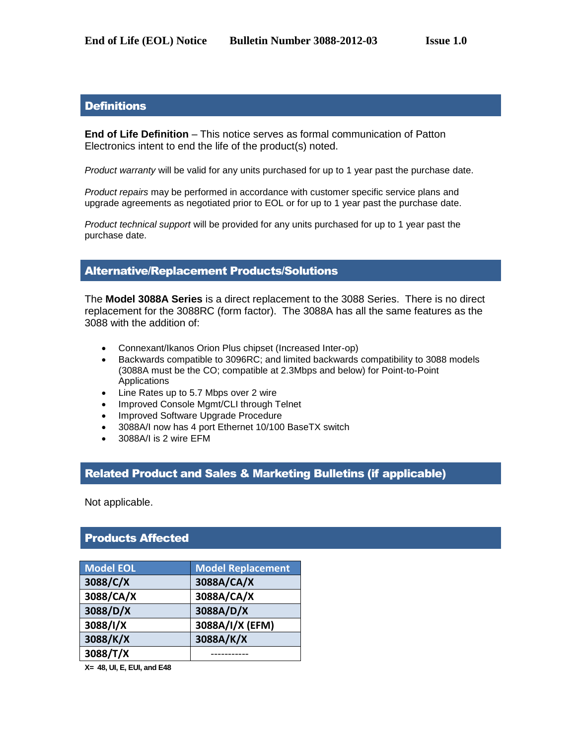## Definitions

**End of Life Definition** – This notice serves as formal communication of Patton Electronics intent to end the life of the product(s) noted.

*Product warranty* will be valid for any units purchased for up to 1 year past the purchase date.

*Product repairs* may be performed in accordance with customer specific service plans and upgrade agreements as negotiated prior to EOL or for up to 1 year past the purchase date.

*Product technical support* will be provided for any units purchased for up to 1 year past the purchase date.

## Alternative/Replacement Products/Solutions

The **Model 3088A Series** is a direct replacement to the 3088 Series. There is no direct replacement for the 3088RC (form factor). The 3088A has all the same features as the 3088 with the addition of:

- Connexant/Ikanos Orion Plus chipset (Increased Inter-op)
- Backwards compatible to 3096RC; and limited backwards compatibility to 3088 models (3088A must be the CO; compatible at 2.3Mbps and below) for Point-to-Point Applications
- Line Rates up to 5.7 Mbps over 2 wire
- Improved Console Mgmt/CLI through Telnet
- Improved Software Upgrade Procedure
- 3088A/I now has 4 port Ethernet 10/100 BaseTX switch
- 3088A/I is 2 wire EFM

## Related Product and Sales & Marketing Bulletins (if applicable)

Not applicable.

## Products Affected

| Model EOL | Model Replacement |
|---|---|
| 3088/C/X | 3088A/CA/X |
| 3088/CA/X | 3088A/CA/X |
| 3088/D/X | 3088A/D/X |
| 3088/I/X | 3088A/I/X (EFM) |
| 3088/K/X | 3088A/K/X |
| 3088/T/X | ----------- |

**X= 48, UI, E, EUI, and E48**